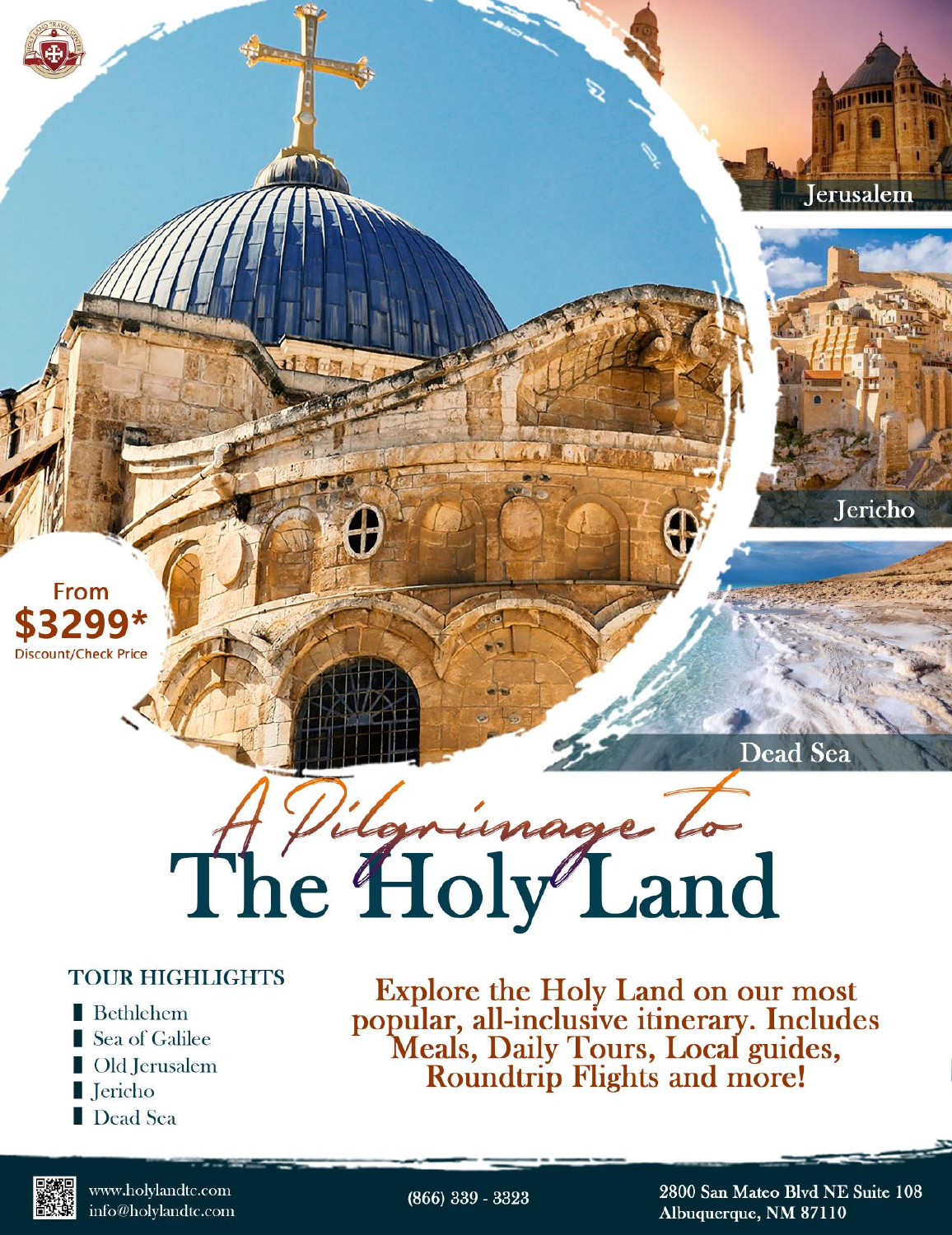Jerusalem

Jericho

Dead Sea

From
**$3299***
Discount/Check Price

# *A Pilgrimage to* The Holy Land

## TOUR HIGHLIGHTS

- Bethlehem
- Sea of Galilee
- Old Jerusalem
- Jericho
- Dead Sea

**Explore the Holy Land on our most popular, all-inclusive itinerary. Includes Meals, Daily Tours, Local guides, Roundtrip Flights and more!**

www.holylandtc.com
info@holylandtc.com

(866) 339 - 3323

2800 San Mateo Blvd NE Suite 108
Albuquerque, NM 87110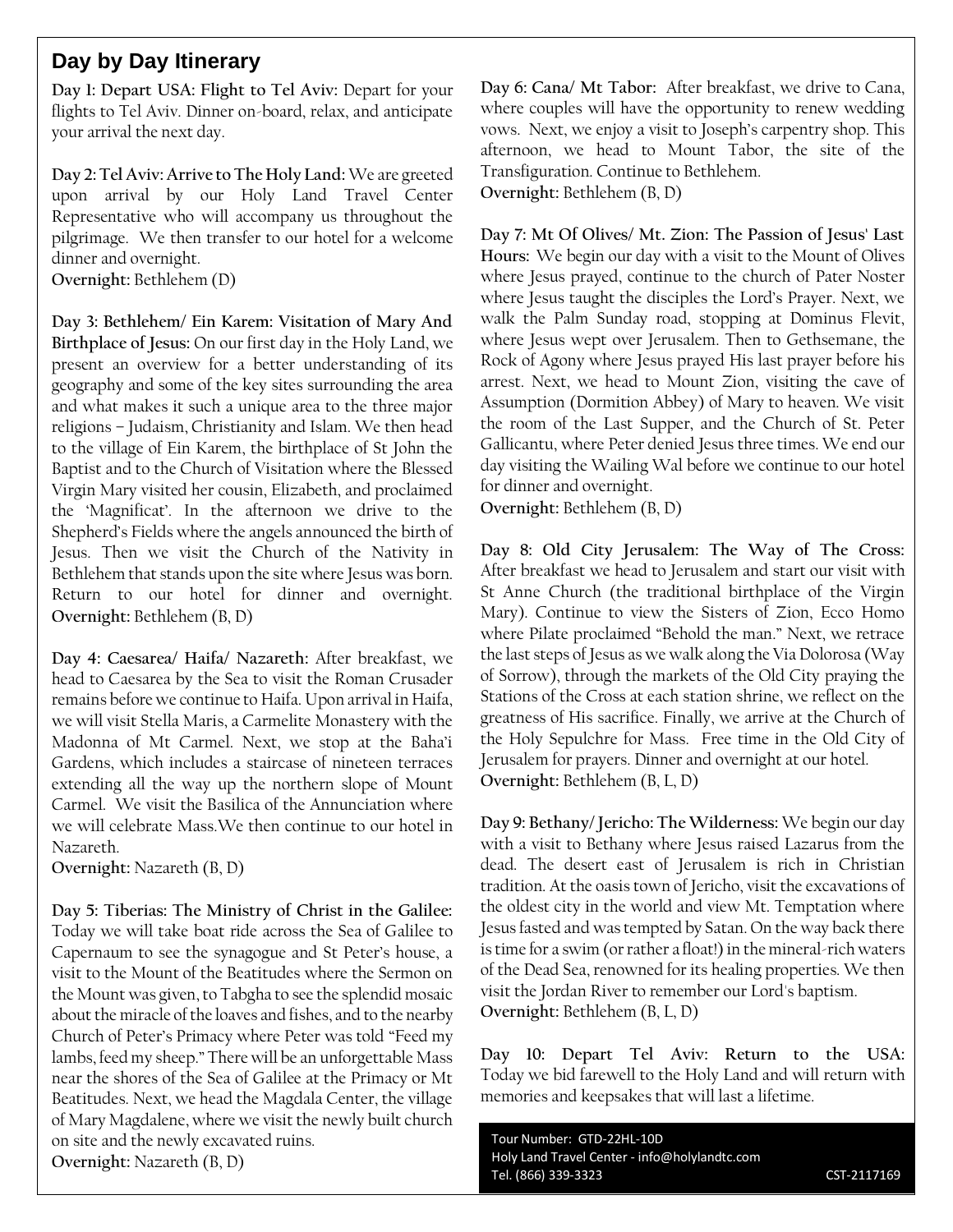## Day by Day Itinerary

**Day 1: Depart USA: Flight to Tel Aviv:** Depart for your flights to Tel Aviv. Dinner on-board, relax, and anticipate your arrival the next day.

**Day 2: Tel Aviv: Arrive to The Holy Land:** We are greeted upon arrival by our Holy Land Travel Center Representative who will accompany us throughout the pilgrimage. We then transfer to our hotel for a welcome dinner and overnight.
**Overnight:** Bethlehem (D)

**Day 3: Bethlehem/ Ein Karem: Visitation of Mary And Birthplace of Jesus:** On our first day in the Holy Land, we present an overview for a better understanding of its geography and some of the key sites surrounding the area and what makes it such a unique area to the three major religions – Judaism, Christianity and Islam. We then head to the village of Ein Karem, the birthplace of St John the Baptist and to the Church of Visitation where the Blessed Virgin Mary visited her cousin, Elizabeth, and proclaimed the 'Magnificat'. In the afternoon we drive to the Shepherd's Fields where the angels announced the birth of Jesus. Then we visit the Church of the Nativity in Bethlehem that stands upon the site where Jesus was born. Return to our hotel for dinner and overnight.
**Overnight:** Bethlehem (B, D)

**Day 4: Caesarea/ Haifa/ Nazareth:** After breakfast, we head to Caesarea by the Sea to visit the Roman Crusader remains before we continue to Haifa. Upon arrival in Haifa, we will visit Stella Maris, a Carmelite Monastery with the Madonna of Mt Carmel. Next, we stop at the Baha'i Gardens, which includes a staircase of nineteen terraces extending all the way up the northern slope of Mount Carmel. We visit the Basilica of the Annunciation where we will celebrate Mass.We then continue to our hotel in Nazareth.
**Overnight:** Nazareth (B, D)

**Day 5: Tiberias: The Ministry of Christ in the Galilee:** Today we will take boat ride across the Sea of Galilee to Capernaum to see the synagogue and St Peter's house, a visit to the Mount of the Beatitudes where the Sermon on the Mount was given, to Tabgha to see the splendid mosaic about the miracle of the loaves and fishes, and to the nearby Church of Peter's Primacy where Peter was told "Feed my lambs, feed my sheep." There will be an unforgettable Mass near the shores of the Sea of Galilee at the Primacy or Mt Beatitudes. Next, we head the Magdala Center, the village of Mary Magdalene, where we visit the newly built church on site and the newly excavated ruins.
**Overnight:** Nazareth (B, D)

**Day 6: Cana/ Mt Tabor:** After breakfast, we drive to Cana, where couples will have the opportunity to renew wedding vows. Next, we enjoy a visit to Joseph's carpentry shop. This afternoon, we head to Mount Tabor, the site of the Transfiguration. Continue to Bethlehem.
**Overnight:** Bethlehem (B, D)

**Day 7: Mt Of Olives/ Mt. Zion: The Passion of Jesus' Last Hours:** We begin our day with a visit to the Mount of Olives where Jesus prayed, continue to the church of Pater Noster where Jesus taught the disciples the Lord's Prayer. Next, we walk the Palm Sunday road, stopping at Dominus Flevit, where Jesus wept over Jerusalem. Then to Gethsemane, the Rock of Agony where Jesus prayed His last prayer before his arrest. Next, we head to Mount Zion, visiting the cave of Assumption (Dormition Abbey) of Mary to heaven. We visit the room of the Last Supper, and the Church of St. Peter Gallicantu, where Peter denied Jesus three times. We end our day visiting the Wailing Wal before we continue to our hotel for dinner and overnight.
**Overnight:** Bethlehem (B, D)

**Day 8: Old City Jerusalem: The Way of The Cross:** After breakfast we head to Jerusalem and start our visit with St Anne Church (the traditional birthplace of the Virgin Mary). Continue to view the Sisters of Zion, Ecco Homo where Pilate proclaimed "Behold the man." Next, we retrace the last steps of Jesus as we walk along the Via Dolorosa (Way of Sorrow), through the markets of the Old City praying the Stations of the Cross at each station shrine, we reflect on the greatness of His sacrifice. Finally, we arrive at the Church of the Holy Sepulchre for Mass. Free time in the Old City of Jerusalem for prayers. Dinner and overnight at our hotel.
**Overnight:** Bethlehem (B, L, D)

**Day 9: Bethany/ Jericho: The Wilderness:** We begin our day with a visit to Bethany where Jesus raised Lazarus from the dead. The desert east of Jerusalem is rich in Christian tradition. At the oasis town of Jericho, visit the excavations of the oldest city in the world and view Mt. Temptation where Jesus fasted and was tempted by Satan. On the way back there is time for a swim (or rather a float!) in the mineral-rich waters of the Dead Sea, renowned for its healing properties. We then visit the Jordan River to remember our Lord's baptism.
**Overnight:** Bethlehem (B, L, D)

**Day 10: Depart Tel Aviv: Return to the USA:** Today we bid farewell to the Holy Land and will return with memories and keepsakes that will last a lifetime.

Tour Number: GTD-22HL-10D
Holy Land Travel Center - info@holylandtc.com
Tel. (866) 339-3323 CST-2117169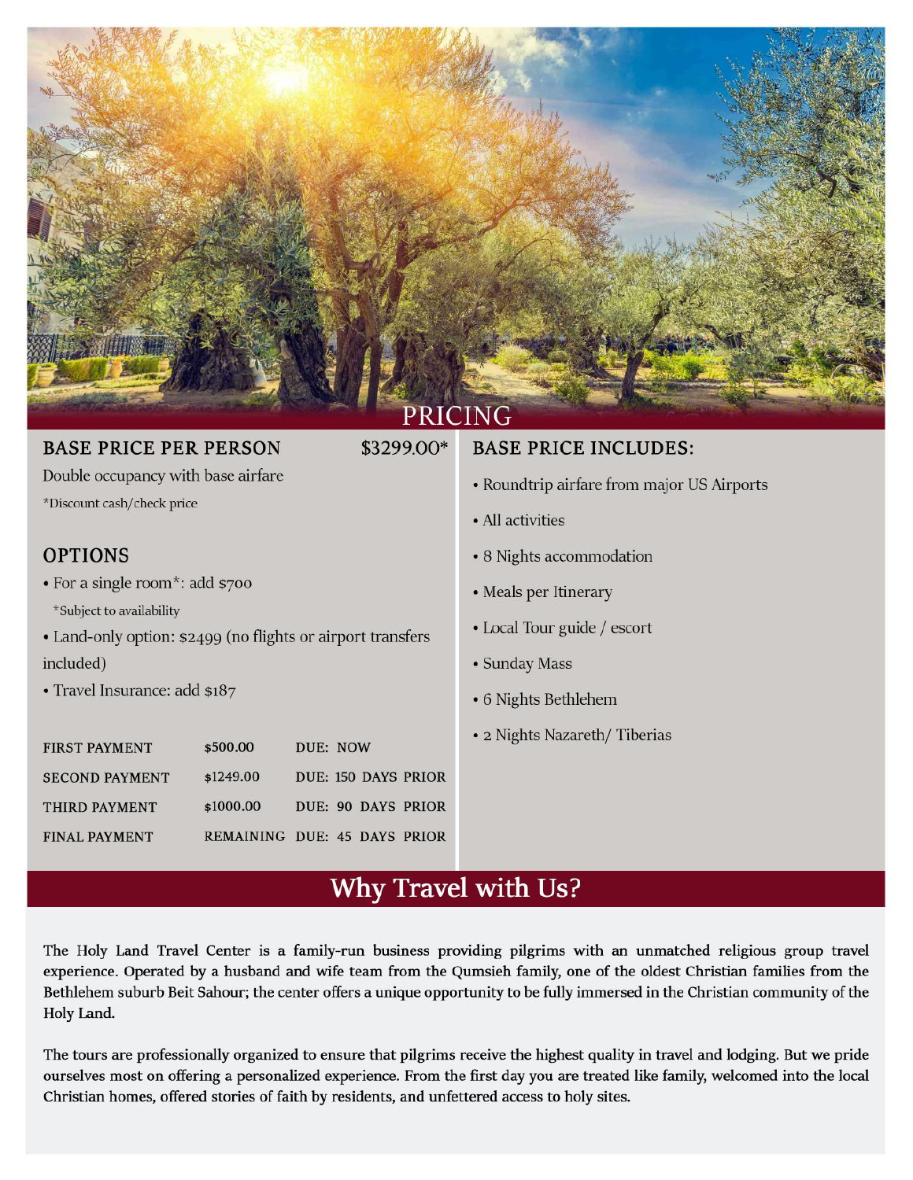# PRICING

## BASE PRICE PER PERSON $3299.00*

Double occupancy with base airfare

*Discount cash/check price

## OPTIONS

- For a single room*: add $700
  *Subject to availability
- Land-only option: $2499 (no flights or airport transfers included)
- Travel Insurance: add $187

| | | |
|---|---|---|
| FIRST PAYMENT | $500.00 | DUE: NOW |
| SECOND PAYMENT | $1249.00 | DUE: 150 DAYS PRIOR |
| THIRD PAYMENT | $1000.00 | DUE: 90 DAYS PRIOR |
| FINAL PAYMENT | REMAINING | DUE: 45 DAYS PRIOR |

## BASE PRICE INCLUDES:

- Roundtrip airfare from major US Airports
- All activities
- 8 Nights accommodation
- Meals per Itinerary
- Local Tour guide / escort
- Sunday Mass
- 6 Nights Bethlehem
- 2 Nights Nazareth/ Tiberias

# Why Travel with Us?

The Holy Land Travel Center is a family-run business providing pilgrims with an unmatched religious group travel experience. Operated by a husband and wife team from the Qumsieh family, one of the oldest Christian families from the Bethlehem suburb Beit Sahour; the center offers a unique opportunity to be fully immersed in the Christian community of the Holy Land.

The tours are professionally organized to ensure that pilgrims receive the highest quality in travel and lodging. But we pride ourselves most on offering a personalized experience. From the first day you are treated like family, welcomed into the local Christian homes, offered stories of faith by residents, and unfettered access to holy sites.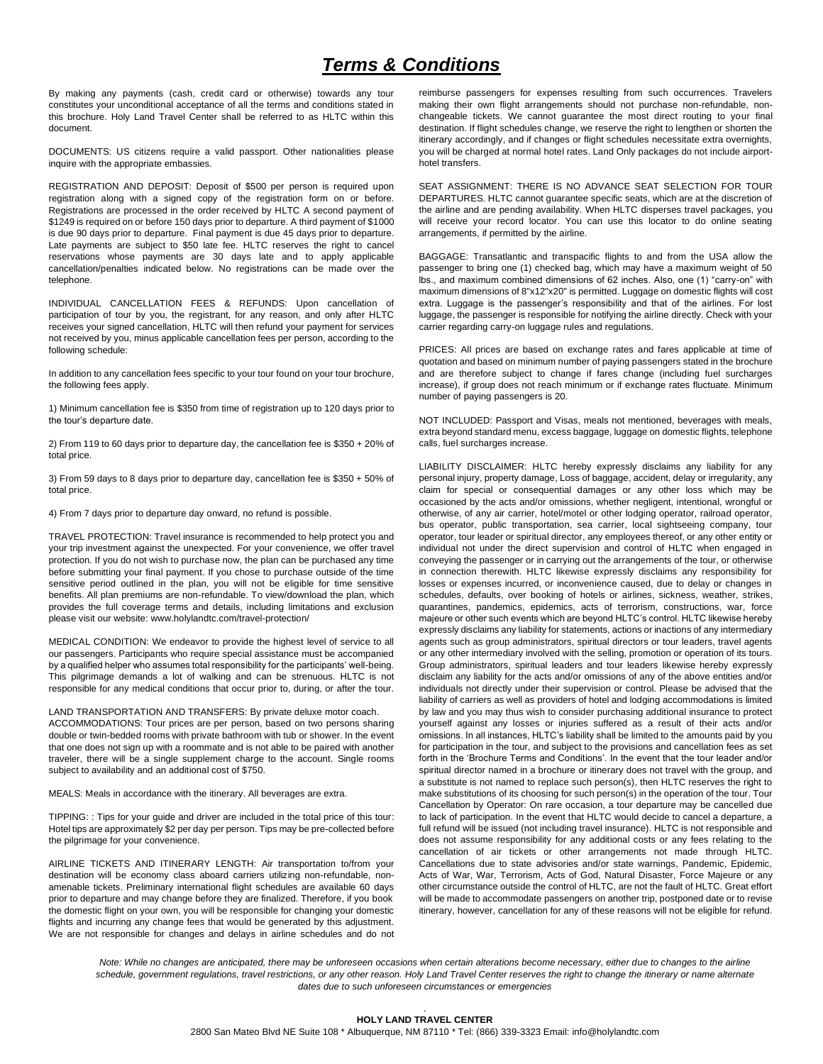# ***Terms & Conditions***

By making any payments (cash, credit card or otherwise) towards any tour constitutes your unconditional acceptance of all the terms and conditions stated in this brochure. Holy Land Travel Center shall be referred to as HLTC within this document.

DOCUMENTS: US citizens require a valid passport. Other nationalities please inquire with the appropriate embassies.

REGISTRATION AND DEPOSIT: Deposit of $500 per person is required upon registration along with a signed copy of the registration form on or before. Registrations are processed in the order received by HLTC A second payment of $1249 is required on or before 150 days prior to departure. A third payment of $1000 is due 90 days prior to departure. Final payment is due 45 days prior to departure. Late payments are subject to $50 late fee. HLTC reserves the right to cancel reservations whose payments are 30 days late and to apply applicable cancellation/penalties indicated below. No registrations can be made over the telephone.

INDIVIDUAL CANCELLATION FEES & REFUNDS: Upon cancellation of participation of tour by you, the registrant, for any reason, and only after HLTC receives your signed cancellation, HLTC will then refund your payment for services not received by you, minus applicable cancellation fees per person, according to the following schedule:

In addition to any cancellation fees specific to your tour found on your tour brochure, the following fees apply.

1) Minimum cancellation fee is $350 from time of registration up to 120 days prior to the tour's departure date.

2) From 119 to 60 days prior to departure day, the cancellation fee is $350 + 20% of total price.

3) From 59 days to 8 days prior to departure day, cancellation fee is $350 + 50% of total price.

4) From 7 days prior to departure day onward, no refund is possible.

TRAVEL PROTECTION: Travel insurance is recommended to help protect you and your trip investment against the unexpected. For your convenience, we offer travel protection. If you do not wish to purchase now, the plan can be purchased any time before submitting your final payment. If you chose to purchase outside of the time sensitive period outlined in the plan, you will not be eligible for time sensitive benefits. All plan premiums are non-refundable. To view/download the plan, which provides the full coverage terms and details, including limitations and exclusion please visit our website: www.holylandtc.com/travel-protection/

MEDICAL CONDITION: We endeavor to provide the highest level of service to all our passengers. Participants who require special assistance must be accompanied by a qualified helper who assumes total responsibility for the participants' well-being. This pilgrimage demands a lot of walking and can be strenuous. HLTC is not responsible for any medical conditions that occur prior to, during, or after the tour.

LAND TRANSPORTATION AND TRANSFERS: By private deluxe motor coach.

ACCOMMODATIONS: Tour prices are per person, based on two persons sharing double or twin-bedded rooms with private bathroom with tub or shower. In the event that one does not sign up with a roommate and is not able to be paired with another traveler, there will be a single supplement charge to the account. Single rooms subject to availability and an additional cost of $750.

MEALS: Meals in accordance with the itinerary. All beverages are extra.

TIPPING: : Tips for your guide and driver are included in the total price of this tour: Hotel tips are approximately $2 per day per person. Tips may be pre-collected before the pilgrimage for your convenience.

AIRLINE TICKETS AND ITINERARY LENGTH: Air transportation to/from your destination will be economy class aboard carriers utilizing non-refundable, non-amenable tickets. Preliminary international flight schedules are available 60 days prior to departure and may change before they are finalized. Therefore, if you book the domestic flight on your own, you will be responsible for changing your domestic flights and incurring any change fees that would be generated by this adjustment. We are not responsible for changes and delays in airline schedules and do not reimburse passengers for expenses resulting from such occurrences. Travelers making their own flight arrangements should not purchase non-refundable, non-changeable tickets. We cannot guarantee the most direct routing to your final destination. If flight schedules change, we reserve the right to lengthen or shorten the itinerary accordingly, and if changes or flight schedules necessitate extra overnights, you will be charged at normal hotel rates. Land Only packages do not include airport-hotel transfers.

SEAT ASSIGNMENT: THERE IS NO ADVANCE SEAT SELECTION FOR TOUR DEPARTURES. HLTC cannot guarantee specific seats, which are at the discretion of the airline and are pending availability. When HLTC disperses travel packages, you will receive your record locator. You can use this locator to do online seating arrangements, if permitted by the airline.

BAGGAGE: Transatlantic and transpacific flights to and from the USA allow the passenger to bring one (1) checked bag, which may have a maximum weight of 50 lbs., and maximum combined dimensions of 62 inches. Also, one (1) "carry-on" with maximum dimensions of 8"x12"x20" is permitted. Luggage on domestic flights will cost extra. Luggage is the passenger's responsibility and that of the airlines. For lost luggage, the passenger is responsible for notifying the airline directly. Check with your carrier regarding carry-on luggage rules and regulations.

PRICES: All prices are based on exchange rates and fares applicable at time of quotation and based on minimum number of paying passengers stated in the brochure and are therefore subject to change if fares change (including fuel surcharges increase), if group does not reach minimum or if exchange rates fluctuate. Minimum number of paying passengers is 20.

NOT INCLUDED: Passport and Visas, meals not mentioned, beverages with meals, extra beyond standard menu, excess baggage, luggage on domestic flights, telephone calls, fuel surcharges increase.

LIABILITY DISCLAIMER: HLTC hereby expressly disclaims any liability for any personal injury, property damage, Loss of baggage, accident, delay or irregularity, any claim for special or consequential damages or any other loss which may be occasioned by the acts and/or omissions, whether negligent, intentional, wrongful or otherwise, of any air carrier, hotel/motel or other lodging operator, railroad operator, bus operator, public transportation, sea carrier, local sightseeing company, tour operator, tour leader or spiritual director, any employees thereof, or any other entity or individual not under the direct supervision and control of HLTC when engaged in conveying the passenger or in carrying out the arrangements of the tour, or otherwise in connection therewith. HLTC likewise expressly disclaims any responsibility for losses or expenses incurred, or inconvenience caused, due to delay or changes in schedules, defaults, over booking of hotels or airlines, sickness, weather, strikes, quarantines, pandemics, epidemics, acts of terrorism, constructions, war, force majeure or other such events which are beyond HLTC's control. HLTC likewise hereby expressly disclaims any liability for statements, actions or inactions of any intermediary agents such as group administrators, spiritual directors or tour leaders, travel agents or any other intermediary involved with the selling, promotion or operation of its tours. Group administrators, spiritual leaders and tour leaders likewise hereby expressly disclaim any liability for the acts and/or omissions of any of the above entities and/or individuals not directly under their supervision or control. Please be advised that the liability of carriers as well as providers of hotel and lodging accommodations is limited by law and you may thus wish to consider purchasing additional insurance to protect yourself against any losses or injuries suffered as a result of their acts and/or omissions. In all instances, HLTC's liability shall be limited to the amounts paid by you for participation in the tour, and subject to the provisions and cancellation fees as set forth in the 'Brochure Terms and Conditions'. In the event that the tour leader and/or spiritual director named in a brochure or itinerary does not travel with the group, and a substitute is not named to replace such person(s), then HLTC reserves the right to make substitutions of its choosing for such person(s) in the operation of the tour. Tour Cancellation by Operator: On rare occasion, a tour departure may be cancelled due to lack of participation. In the event that HLTC would decide to cancel a departure, a full refund will be issued (not including travel insurance). HLTC is not responsible and does not assume responsibility for any additional costs or any fees relating to the cancellation of air tickets or other arrangements not made through HLTC. Cancellations due to state advisories and/or state warnings, Pandemic, Epidemic, Acts of War, War, Terrorism, Acts of God, Natural Disaster, Force Majeure or any other circumstance outside the control of HLTC, are not the fault of HLTC. Great effort will be made to accommodate passengers on another trip, postponed date or to revise itinerary, however, cancellation for any of these reasons will not be eligible for refund.

*Note: While no changes are anticipated, there may be unforeseen occasions when certain alterations become necessary, either due to changes to the airline schedule, government regulations, travel restrictions, or any other reason. Holy Land Travel Center reserves the right to change the itinerary or name alternate dates due to such unforeseen circumstances or emergencies*

**HOLY LAND TRAVEL CENTER**

2800 San Mateo Blvd NE Suite 108 * Albuquerque, NM 87110 * Tel: (866) 339-3323 Email: info@holylandtc.com